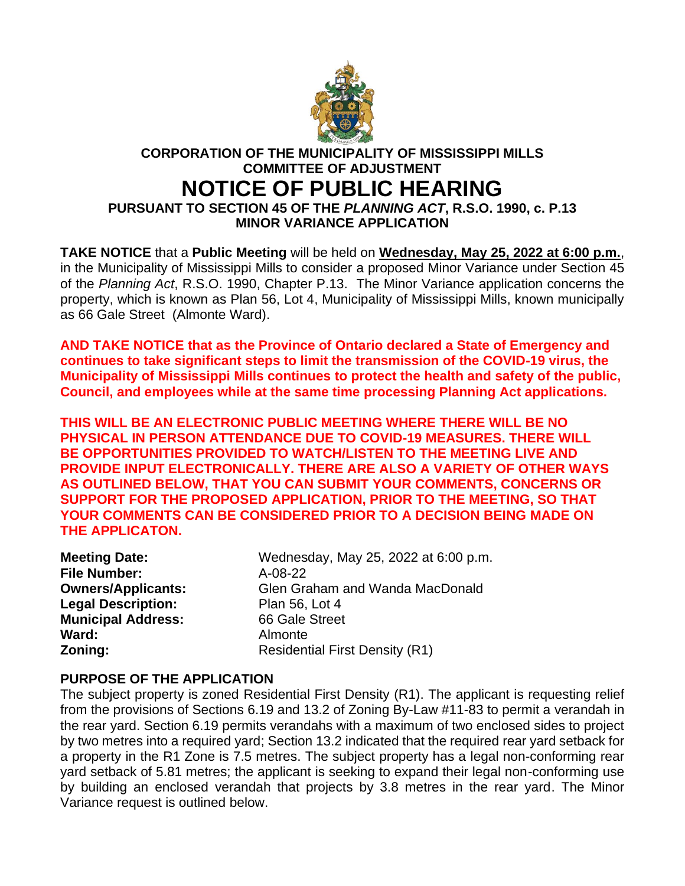**CORPORATION OF THE MUNICIPALITY OF MISSISSIPPI MILLS**
**COMMITTEE OF ADJUSTMENT**

# NOTICE OF PUBLIC HEARING

**PURSUANT TO SECTION 45 OF THE *PLANNING ACT*, R.S.O. 1990, c. P.13**
**MINOR VARIANCE APPLICATION**

**TAKE NOTICE** that a **Public Meeting** will be held on **Wednesday, May 25, 2022 at 6:00 p.m.**, in the Municipality of Mississippi Mills to consider a proposed Minor Variance under Section 45 of the *Planning Act*, R.S.O. 1990, Chapter P.13. The Minor Variance application concerns the property, which is known as Plan 56, Lot 4, Municipality of Mississippi Mills, known municipally as 66 Gale Street (Almonte Ward).

**AND TAKE NOTICE that as the Province of Ontario declared a State of Emergency and continues to take significant steps to limit the transmission of the COVID-19 virus, the Municipality of Mississippi Mills continues to protect the health and safety of the public, Council, and employees while at the same time processing Planning Act applications.**

**THIS WILL BE AN ELECTRONIC PUBLIC MEETING WHERE THERE WILL BE NO PHYSICAL IN PERSON ATTENDANCE DUE TO COVID-19 MEASURES. THERE WILL BE OPPORTUNITIES PROVIDED TO WATCH/LISTEN TO THE MEETING LIVE AND PROVIDE INPUT ELECTRONICALLY. THERE ARE ALSO A VARIETY OF OTHER WAYS AS OUTLINED BELOW, THAT YOU CAN SUBMIT YOUR COMMENTS, CONCERNS OR SUPPORT FOR THE PROPOSED APPLICATION, PRIOR TO THE MEETING, SO THAT YOUR COMMENTS CAN BE CONSIDERED PRIOR TO A DECISION BEING MADE ON THE APPLICATON.**

**Meeting Date:** Wednesday, May 25, 2022 at 6:00 p.m.
**File Number:** A-08-22
**Owners/Applicants:** Glen Graham and Wanda MacDonald
**Legal Description:** Plan 56, Lot 4
**Municipal Address:** 66 Gale Street
**Ward:** Almonte
**Zoning:** Residential First Density (R1)

## PURPOSE OF THE APPLICATION

The subject property is zoned Residential First Density (R1). The applicant is requesting relief from the provisions of Sections 6.19 and 13.2 of Zoning By-Law #11-83 to permit a verandah in the rear yard. Section 6.19 permits verandahs with a maximum of two enclosed sides to project by two metres into a required yard; Section 13.2 indicated that the required rear yard setback for a property in the R1 Zone is 7.5 metres. The subject property has a legal non-conforming rear yard setback of 5.81 metres; the applicant is seeking to expand their legal non-conforming use by building an enclosed verandah that projects by 3.8 metres in the rear yard. The Minor Variance request is outlined below.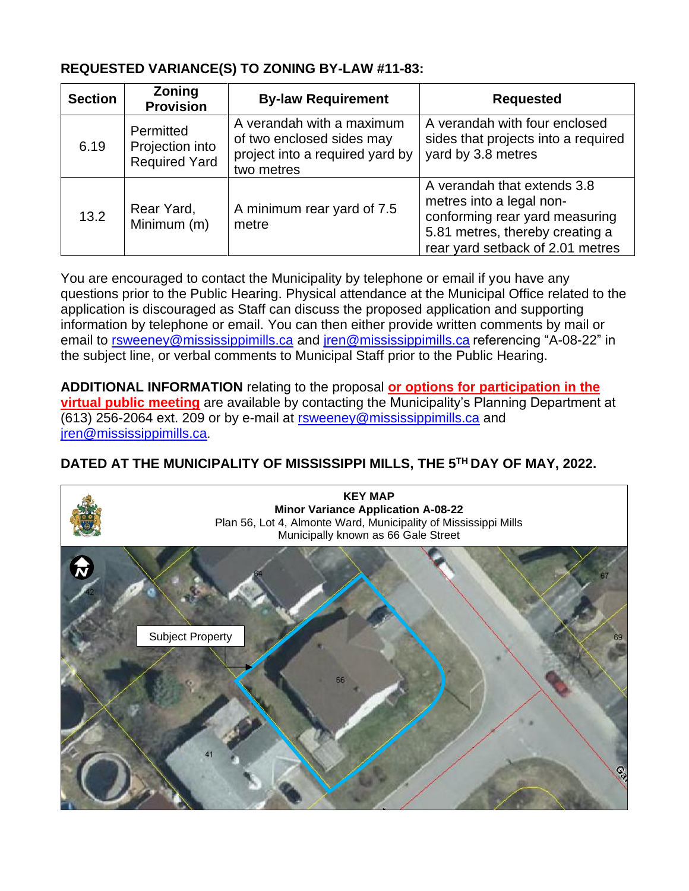**REQUESTED VARIANCE(S) TO ZONING BY-LAW #11-83:**

| Section | Zoning Provision | By-law Requirement | Requested |
| --- | --- | --- | --- |
| 6.19 | Permitted Projection into Required Yard | A verandah with a maximum of two enclosed sides may project into a required yard by two metres | A verandah with four enclosed sides that projects into a required yard by 3.8 metres |
| 13.2 | Rear Yard, Minimum (m) | A minimum rear yard of 7.5 metre | A verandah that extends 3.8 metres into a legal non-conforming rear yard measuring 5.81 metres, thereby creating a rear yard setback of 2.01 metres |

You are encouraged to contact the Municipality by telephone or email if you have any questions prior to the Public Hearing. Physical attendance at the Municipal Office related to the application is discouraged as Staff can discuss the proposed application and supporting information by telephone or email. You can then either provide written comments by mail or email to rsweeney@mississippimills.ca and jren@mississippimills.ca referencing "A-08-22" in the subject line, or verbal comments to Municipal Staff prior to the Public Hearing.

**ADDITIONAL INFORMATION** relating to the proposal **or options for participation in the virtual public meeting** are available by contacting the Municipality's Planning Department at (613) 256-2064 ext. 209 or by e-mail at rsweeney@mississippimills.ca and jren@mississippimills.ca.

**DATED AT THE MUNICIPALITY OF MISSISSIPPI MILLS, THE 5TH DAY OF MAY, 2022.**

**KEY MAP**
**Minor Variance Application A-08-22**
Plan 56, Lot 4, Almonte Ward, Municipality of Mississippi Mills
Municipally known as 66 Gale Street

Subject Property

64

42

66

41

67

69

Ga